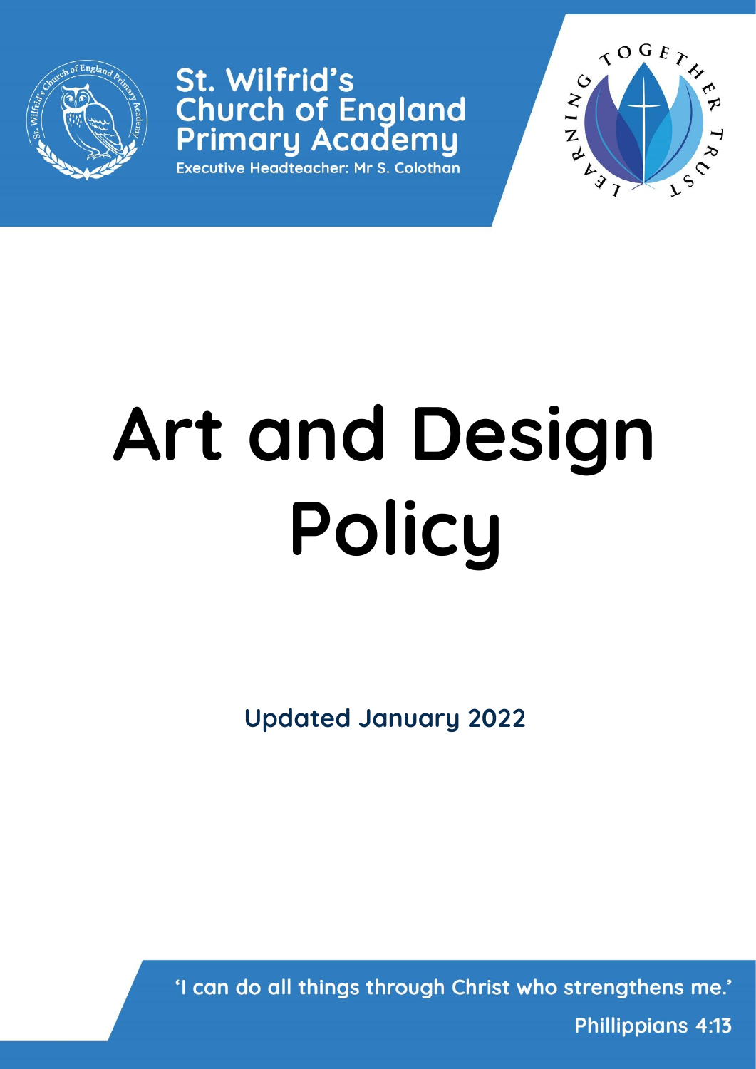St. Wilfrid's Church of England Primary Academy

Executive Headteacher: Mr S. Colothan

# Art and Design Policy

**Updated January 2022**

'I can do all things through Christ who strengthens me.'

Phillippians 4:13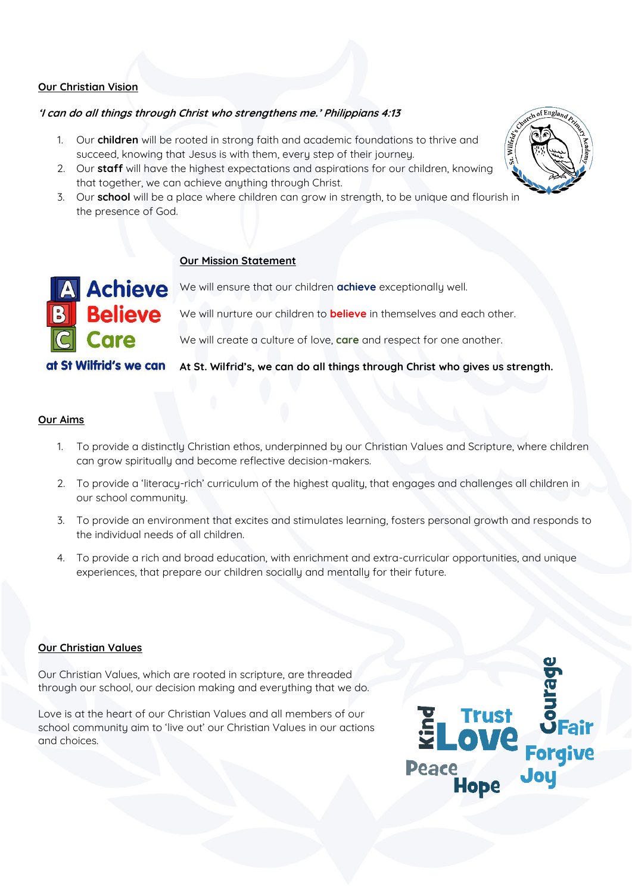## Our Christian Vision

*'I can do all things through Christ who strengthens me.' Philippians 4:13*

1. Our **children** will be rooted in strong faith and academic foundations to thrive and succeed, knowing that Jesus is with them, every step of their journey.
2. Our **staff** will have the highest expectations and aspirations for our children, knowing that together, we can achieve anything through Christ.
3. Our **school** will be a place where children can grow in strength, to be unique and flourish in the presence of God.

## Our Mission Statement

**A Achieve**
**B Believe**
**C Care**
**at St Wilfrid's we can**

We will ensure that our children **achieve** exceptionally well.

We will nurture our children to **believe** in themselves and each other.

We will create a culture of love, **care** and respect for one another.

**At St. Wilfrid's, we can do all things through Christ who gives us strength.**

## Our Aims

1. To provide a distinctly Christian ethos, underpinned by our Christian Values and Scripture, where children can grow spiritually and become reflective decision-makers.
2. To provide a 'literacy-rich' curriculum of the highest quality, that engages and challenges all children in our school community.
3. To provide an environment that excites and stimulates learning, fosters personal growth and responds to the individual needs of all children.
4. To provide a rich and broad education, with enrichment and extra-curricular opportunities, and unique experiences, that prepare our children socially and mentally for their future.

## Our Christian Values

Our Christian Values, which are rooted in scripture, are threaded through our school, our decision making and everything that we do.

Love is at the heart of our Christian Values and all members of our school community aim to 'live out' our Christian Values in our actions and choices.

Kind, Trust, Love, Courage, Fair, Forgive, Peace, Hope, Joy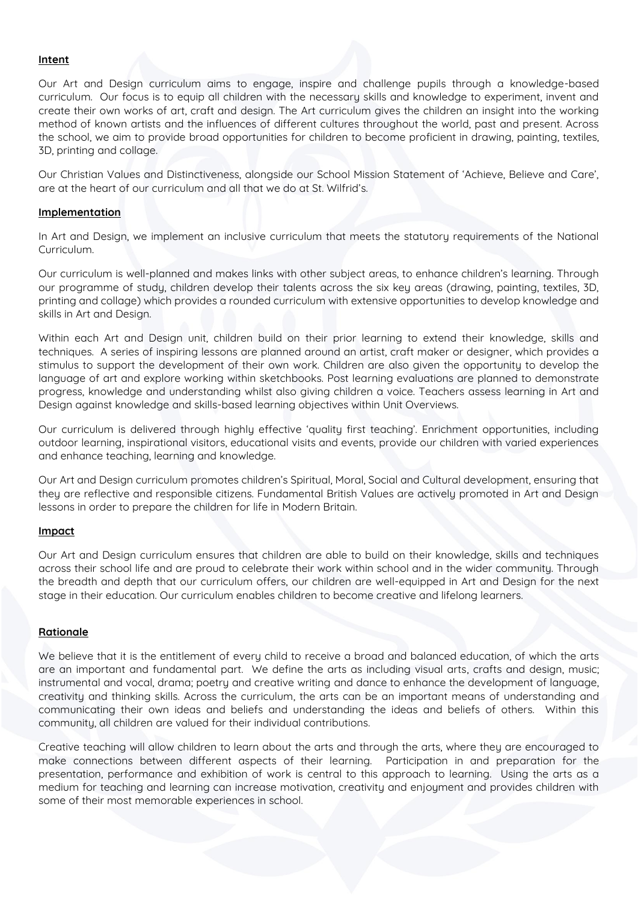**Intent**

Our Art and Design curriculum aims to engage, inspire and challenge pupils through a knowledge-based curriculum. Our focus is to equip all children with the necessary skills and knowledge to experiment, invent and create their own works of art, craft and design. The Art curriculum gives the children an insight into the working method of known artists and the influences of different cultures throughout the world, past and present. Across the school, we aim to provide broad opportunities for children to become proficient in drawing, painting, textiles, 3D, printing and collage.

Our Christian Values and Distinctiveness, alongside our School Mission Statement of 'Achieve, Believe and Care', are at the heart of our curriculum and all that we do at St. Wilfrid's.

**Implementation**

In Art and Design, we implement an inclusive curriculum that meets the statutory requirements of the National Curriculum.

Our curriculum is well-planned and makes links with other subject areas, to enhance children's learning. Through our programme of study, children develop their talents across the six key areas (drawing, painting, textiles, 3D, printing and collage) which provides a rounded curriculum with extensive opportunities to develop knowledge and skills in Art and Design.

Within each Art and Design unit, children build on their prior learning to extend their knowledge, skills and techniques. A series of inspiring lessons are planned around an artist, craft maker or designer, which provides a stimulus to support the development of their own work. Children are also given the opportunity to develop the language of art and explore working within sketchbooks. Post learning evaluations are planned to demonstrate progress, knowledge and understanding whilst also giving children a voice. Teachers assess learning in Art and Design against knowledge and skills-based learning objectives within Unit Overviews.

Our curriculum is delivered through highly effective 'quality first teaching'. Enrichment opportunities, including outdoor learning, inspirational visitors, educational visits and events, provide our children with varied experiences and enhance teaching, learning and knowledge.

Our Art and Design curriculum promotes children's Spiritual, Moral, Social and Cultural development, ensuring that they are reflective and responsible citizens. Fundamental British Values are actively promoted in Art and Design lessons in order to prepare the children for life in Modern Britain.

**Impact**

Our Art and Design curriculum ensures that children are able to build on their knowledge, skills and techniques across their school life and are proud to celebrate their work within school and in the wider community. Through the breadth and depth that our curriculum offers, our children are well-equipped in Art and Design for the next stage in their education. Our curriculum enables children to become creative and lifelong learners.

**Rationale**

We believe that it is the entitlement of every child to receive a broad and balanced education, of which the arts are an important and fundamental part. We define the arts as including visual arts, crafts and design, music; instrumental and vocal, drama; poetry and creative writing and dance to enhance the development of language, creativity and thinking skills. Across the curriculum, the arts can be an important means of understanding and communicating their own ideas and beliefs and understanding the ideas and beliefs of others. Within this community, all children are valued for their individual contributions.

Creative teaching will allow children to learn about the arts and through the arts, where they are encouraged to make connections between different aspects of their learning. Participation in and preparation for the presentation, performance and exhibition of work is central to this approach to learning. Using the arts as a medium for teaching and learning can increase motivation, creativity and enjoyment and provides children with some of their most memorable experiences in school.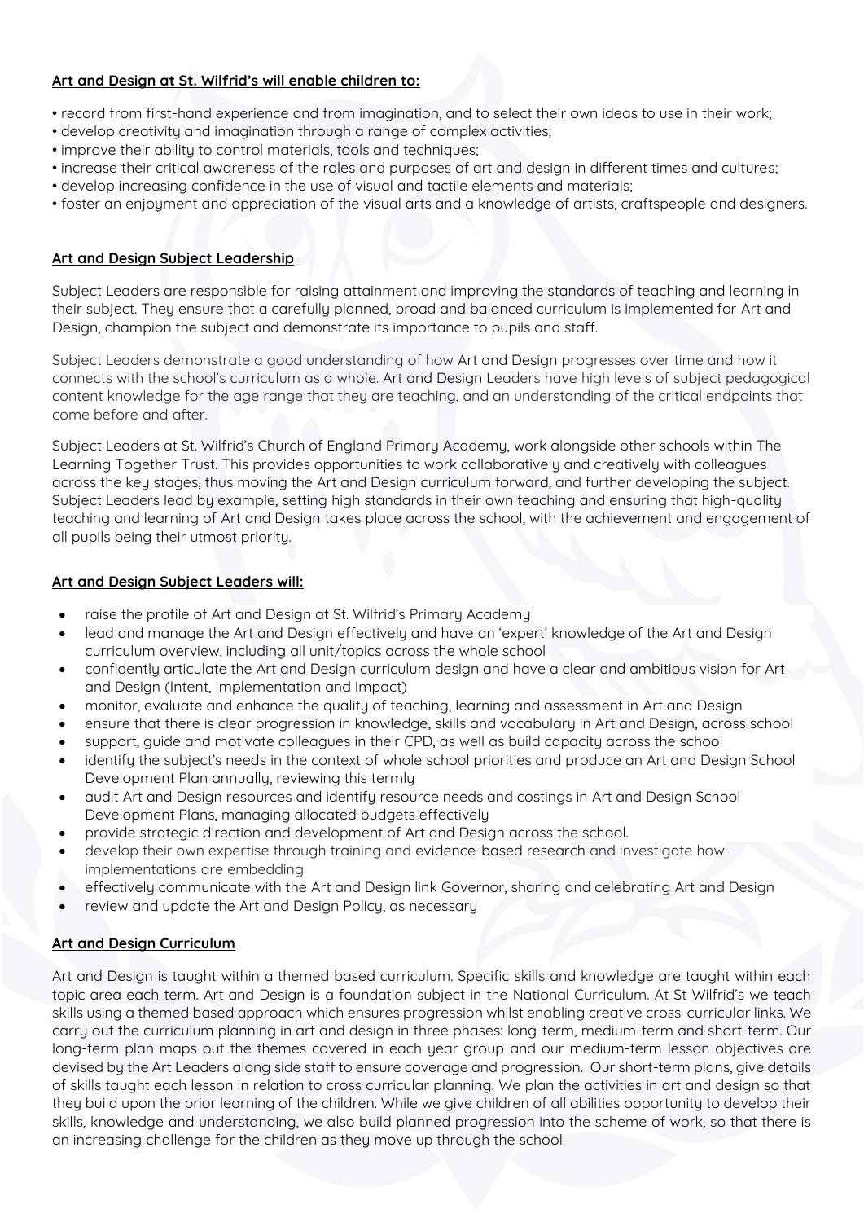**Art and Design at St. Wilfrid's will enable children to:**

- record from first-hand experience and from imagination, and to select their own ideas to use in their work;
- develop creativity and imagination through a range of complex activities;
- improve their ability to control materials, tools and techniques;
- increase their critical awareness of the roles and purposes of art and design in different times and cultures;
- develop increasing confidence in the use of visual and tactile elements and materials;
- foster an enjoyment and appreciation of the visual arts and a knowledge of artists, craftspeople and designers.

**Art and Design Subject Leadership**

Subject Leaders are responsible for raising attainment and improving the standards of teaching and learning in their subject. They ensure that a carefully planned, broad and balanced curriculum is implemented for Art and Design, champion the subject and demonstrate its importance to pupils and staff.

Subject Leaders demonstrate a good understanding of how Art and Design progresses over time and how it connects with the school's curriculum as a whole. Art and Design Leaders have high levels of subject pedagogical content knowledge for the age range that they are teaching, and an understanding of the critical endpoints that come before and after.

Subject Leaders at St. Wilfrid's Church of England Primary Academy, work alongside other schools within The Learning Together Trust. This provides opportunities to work collaboratively and creatively with colleagues across the key stages, thus moving the Art and Design curriculum forward, and further developing the subject. Subject Leaders lead by example, setting high standards in their own teaching and ensuring that high-quality teaching and learning of Art and Design takes place across the school, with the achievement and engagement of all pupils being their utmost priority.

**Art and Design Subject Leaders will:**

- raise the profile of Art and Design at St. Wilfrid's Primary Academy
- lead and manage the Art and Design effectively and have an 'expert' knowledge of the Art and Design curriculum overview, including all unit/topics across the whole school
- confidently articulate the Art and Design curriculum design and have a clear and ambitious vision for Art and Design (Intent, Implementation and Impact)
- monitor, evaluate and enhance the quality of teaching, learning and assessment in Art and Design
- ensure that there is clear progression in knowledge, skills and vocabulary in Art and Design, across school
- support, guide and motivate colleagues in their CPD, as well as build capacity across the school
- identify the subject's needs in the context of whole school priorities and produce an Art and Design School Development Plan annually, reviewing this termly
- audit Art and Design resources and identify resource needs and costings in Art and Design School Development Plans, managing allocated budgets effectively
- provide strategic direction and development of Art and Design across the school.
- develop their own expertise through training and evidence-based research and investigate how implementations are embedding
- effectively communicate with the Art and Design link Governor, sharing and celebrating Art and Design
- review and update the Art and Design Policy, as necessary

**Art and Design Curriculum**

Art and Design is taught within a themed based curriculum. Specific skills and knowledge are taught within each topic area each term. Art and Design is a foundation subject in the National Curriculum. At St Wilfrid's we teach skills using a themed based approach which ensures progression whilst enabling creative cross-curricular links. We carry out the curriculum planning in art and design in three phases: long-term, medium-term and short-term. Our long-term plan maps out the themes covered in each year group and our medium-term lesson objectives are devised by the Art Leaders along side staff to ensure coverage and progression. Our short-term plans, give details of skills taught each lesson in relation to cross curricular planning. We plan the activities in art and design so that they build upon the prior learning of the children. While we give children of all abilities opportunity to develop their skills, knowledge and understanding, we also build planned progression into the scheme of work, so that there is an increasing challenge for the children as they move up through the school.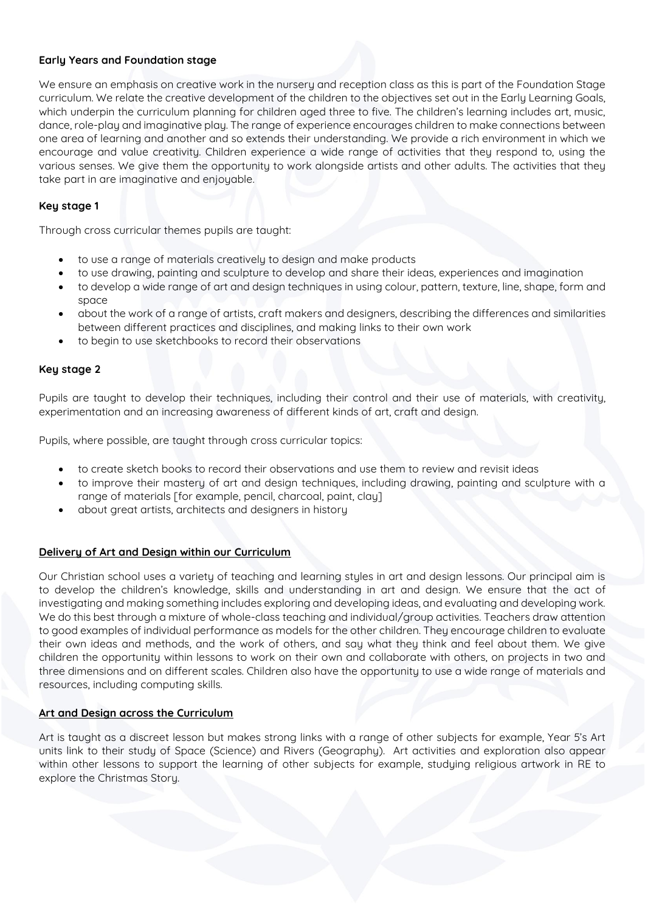**Early Years and Foundation stage**

We ensure an emphasis on creative work in the nursery and reception class as this is part of the Foundation Stage curriculum. We relate the creative development of the children to the objectives set out in the Early Learning Goals, which underpin the curriculum planning for children aged three to five. The children's learning includes art, music, dance, role-play and imaginative play. The range of experience encourages children to make connections between one area of learning and another and so extends their understanding. We provide a rich environment in which we encourage and value creativity. Children experience a wide range of activities that they respond to, using the various senses. We give them the opportunity to work alongside artists and other adults. The activities that they take part in are imaginative and enjoyable.

**Key stage 1**

Through cross curricular themes pupils are taught:

- to use a range of materials creatively to design and make products
- to use drawing, painting and sculpture to develop and share their ideas, experiences and imagination
- to develop a wide range of art and design techniques in using colour, pattern, texture, line, shape, form and space
- about the work of a range of artists, craft makers and designers, describing the differences and similarities between different practices and disciplines, and making links to their own work
- to begin to use sketchbooks to record their observations

**Key stage 2**

Pupils are taught to develop their techniques, including their control and their use of materials, with creativity, experimentation and an increasing awareness of different kinds of art, craft and design.

Pupils, where possible, are taught through cross curricular topics:

- to create sketch books to record their observations and use them to review and revisit ideas
- to improve their mastery of art and design techniques, including drawing, painting and sculpture with a range of materials [for example, pencil, charcoal, paint, clay]
- about great artists, architects and designers in history

**Delivery of Art and Design within our Curriculum**

Our Christian school uses a variety of teaching and learning styles in art and design lessons. Our principal aim is to develop the children's knowledge, skills and understanding in art and design. We ensure that the act of investigating and making something includes exploring and developing ideas, and evaluating and developing work. We do this best through a mixture of whole-class teaching and individual/group activities. Teachers draw attention to good examples of individual performance as models for the other children. They encourage children to evaluate their own ideas and methods, and the work of others, and say what they think and feel about them. We give children the opportunity within lessons to work on their own and collaborate with others, on projects in two and three dimensions and on different scales. Children also have the opportunity to use a wide range of materials and resources, including computing skills.

**Art and Design across the Curriculum**

Art is taught as a discreet lesson but makes strong links with a range of other subjects for example, Year 5's Art units link to their study of Space (Science) and Rivers (Geography). Art activities and exploration also appear within other lessons to support the learning of other subjects for example, studying religious artwork in RE to explore the Christmas Story.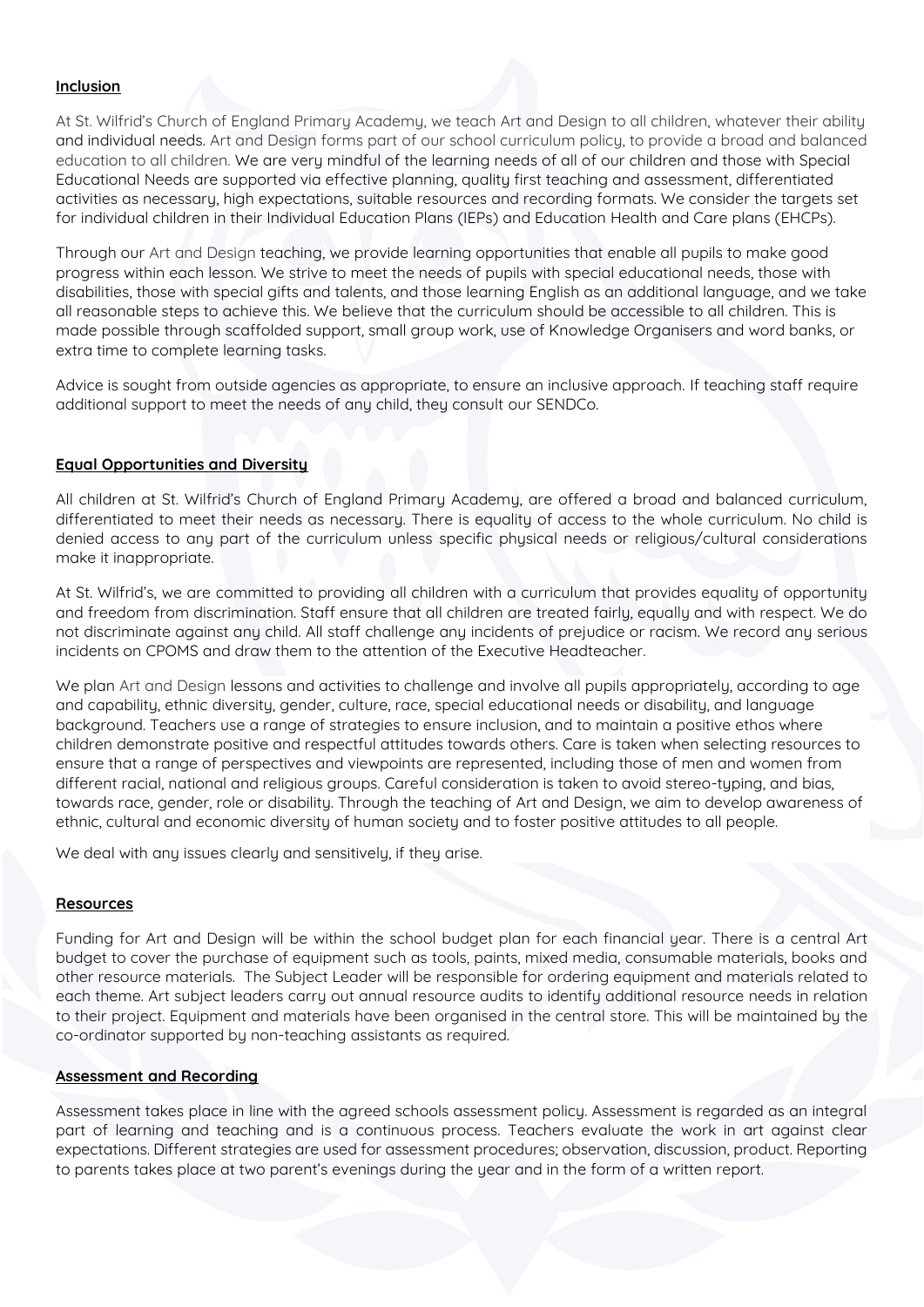## Inclusion

At St. Wilfrid's Church of England Primary Academy, we teach Art and Design to all children, whatever their ability and individual needs. Art and Design forms part of our school curriculum policy, to provide a broad and balanced education to all children. We are very mindful of the learning needs of all of our children and those with Special Educational Needs are supported via effective planning, quality first teaching and assessment, differentiated activities as necessary, high expectations, suitable resources and recording formats. We consider the targets set for individual children in their Individual Education Plans (IEPs) and Education Health and Care plans (EHCPs).

Through our Art and Design teaching, we provide learning opportunities that enable all pupils to make good progress within each lesson. We strive to meet the needs of pupils with special educational needs, those with disabilities, those with special gifts and talents, and those learning English as an additional language, and we take all reasonable steps to achieve this. We believe that the curriculum should be accessible to all children. This is made possible through scaffolded support, small group work, use of Knowledge Organisers and word banks, or extra time to complete learning tasks.

Advice is sought from outside agencies as appropriate, to ensure an inclusive approach. If teaching staff require additional support to meet the needs of any child, they consult our SENDCo.

## Equal Opportunities and Diversity

All children at St. Wilfrid's Church of England Primary Academy, are offered a broad and balanced curriculum, differentiated to meet their needs as necessary. There is equality of access to the whole curriculum. No child is denied access to any part of the curriculum unless specific physical needs or religious/cultural considerations make it inappropriate.

At St. Wilfrid's, we are committed to providing all children with a curriculum that provides equality of opportunity and freedom from discrimination. Staff ensure that all children are treated fairly, equally and with respect. We do not discriminate against any child. All staff challenge any incidents of prejudice or racism. We record any serious incidents on CPOMS and draw them to the attention of the Executive Headteacher.

We plan Art and Design lessons and activities to challenge and involve all pupils appropriately, according to age and capability, ethnic diversity, gender, culture, race, special educational needs or disability, and language background. Teachers use a range of strategies to ensure inclusion, and to maintain a positive ethos where children demonstrate positive and respectful attitudes towards others. Care is taken when selecting resources to ensure that a range of perspectives and viewpoints are represented, including those of men and women from different racial, national and religious groups. Careful consideration is taken to avoid stereo-typing, and bias, towards race, gender, role or disability. Through the teaching of Art and Design, we aim to develop awareness of ethnic, cultural and economic diversity of human society and to foster positive attitudes to all people.

We deal with any issues clearly and sensitively, if they arise.

## Resources

Funding for Art and Design will be within the school budget plan for each financial year. There is a central Art budget to cover the purchase of equipment such as tools, paints, mixed media, consumable materials, books and other resource materials. The Subject Leader will be responsible for ordering equipment and materials related to each theme. Art subject leaders carry out annual resource audits to identify additional resource needs in relation to their project. Equipment and materials have been organised in the central store. This will be maintained by the co-ordinator supported by non-teaching assistants as required.

## Assessment and Recording

Assessment takes place in line with the agreed schools assessment policy. Assessment is regarded as an integral part of learning and teaching and is a continuous process. Teachers evaluate the work in art against clear expectations. Different strategies are used for assessment procedures; observation, discussion, product. Reporting to parents takes place at two parent's evenings during the year and in the form of a written report.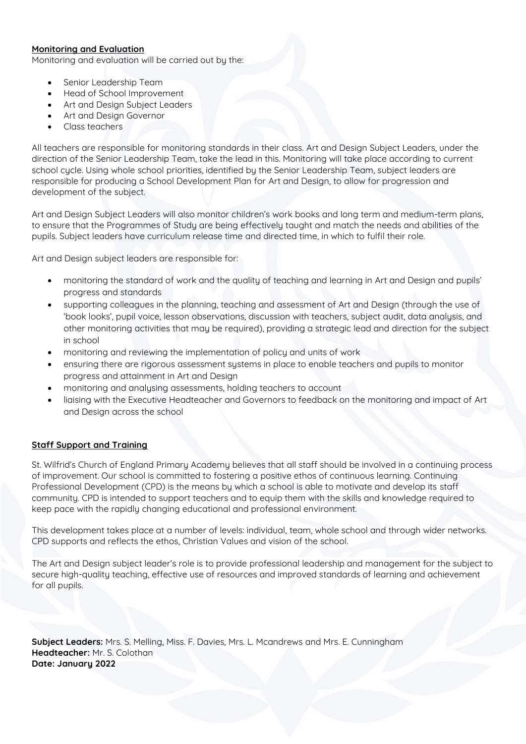**Monitoring and Evaluation**

Monitoring and evaluation will be carried out by the:

- Senior Leadership Team
- Head of School Improvement
- Art and Design Subject Leaders
- Art and Design Governor
- Class teachers

All teachers are responsible for monitoring standards in their class. Art and Design Subject Leaders, under the direction of the Senior Leadership Team, take the lead in this. Monitoring will take place according to current school cycle. Using whole school priorities, identified by the Senior Leadership Team, subject leaders are responsible for producing a School Development Plan for Art and Design, to allow for progression and development of the subject.

Art and Design Subject Leaders will also monitor children's work books and long term and medium-term plans, to ensure that the Programmes of Study are being effectively taught and match the needs and abilities of the pupils. Subject leaders have curriculum release time and directed time, in which to fulfil their role.

Art and Design subject leaders are responsible for:

- monitoring the standard of work and the quality of teaching and learning in Art and Design and pupils' progress and standards
- supporting colleagues in the planning, teaching and assessment of Art and Design (through the use of 'book looks', pupil voice, lesson observations, discussion with teachers, subject audit, data analysis, and other monitoring activities that may be required), providing a strategic lead and direction for the subject in school
- monitoring and reviewing the implementation of policy and units of work
- ensuring there are rigorous assessment systems in place to enable teachers and pupils to monitor progress and attainment in Art and Design
- monitoring and analysing assessments, holding teachers to account
- liaising with the Executive Headteacher and Governors to feedback on the monitoring and impact of Art and Design across the school

**Staff Support and Training**

St. Wilfrid's Church of England Primary Academy believes that all staff should be involved in a continuing process of improvement. Our school is committed to fostering a positive ethos of continuous learning. Continuing Professional Development (CPD) is the means by which a school is able to motivate and develop its staff community. CPD is intended to support teachers and to equip them with the skills and knowledge required to keep pace with the rapidly changing educational and professional environment.

This development takes place at a number of levels: individual, team, whole school and through wider networks. CPD supports and reflects the ethos, Christian Values and vision of the school.

The Art and Design subject leader's role is to provide professional leadership and management for the subject to secure high-quality teaching, effective use of resources and improved standards of learning and achievement for all pupils.

**Subject Leaders:** Mrs. S. Melling, Miss. F. Davies, Mrs. L. Mcandrews and Mrs. E. Cunningham
**Headteacher:** Mr. S. Colothan
**Date: January 2022**